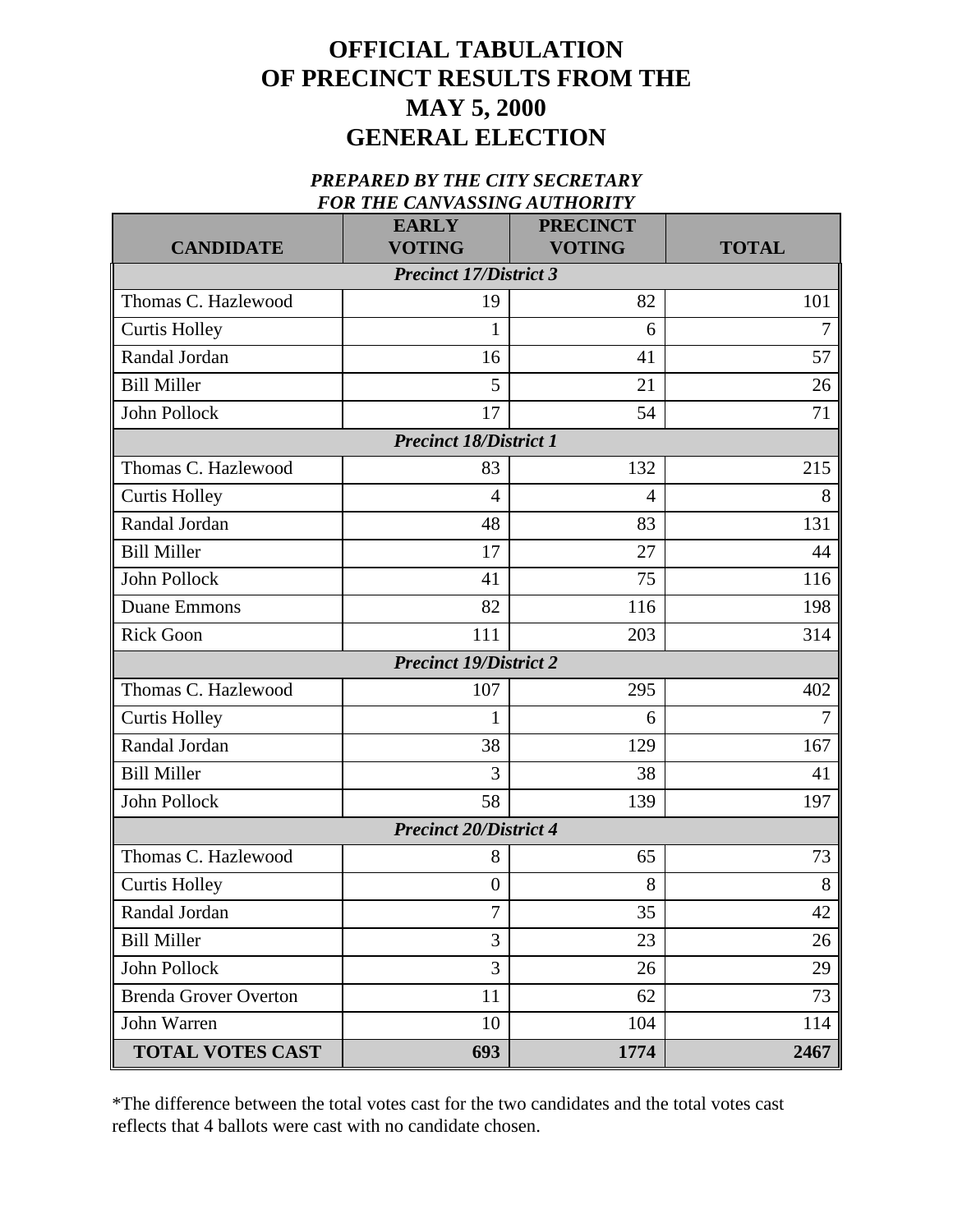# OFFICIAL TABULATION OF PRECINCT RESULTS FROM THE MAY 5, 2000 GENERAL ELECTION

***PREPARED BY THE CITY SECRETARY FOR THE CANVASSING AUTHORITY***

| CANDIDATE | EARLY VOTING | PRECINCT VOTING | TOTAL |
|---|---|---|---|
| ***Precinct 17/District 3*** | | | |
| Thomas C. Hazlewood | 19 | 82 | 101 |
| Curtis Holley | 1 | 6 | 7 |
| Randal Jordan | 16 | 41 | 57 |
| Bill Miller | 5 | 21 | 26 |
| John Pollock | 17 | 54 | 71 |
| ***Precinct 18/District 1*** | | | |
| Thomas C. Hazlewood | 83 | 132 | 215 |
| Curtis Holley | 4 | 4 | 8 |
| Randal Jordan | 48 | 83 | 131 |
| Bill Miller | 17 | 27 | 44 |
| John Pollock | 41 | 75 | 116 |
| Duane Emmons | 82 | 116 | 198 |
| Rick Goon | 111 | 203 | 314 |
| ***Precinct 19/District 2*** | | | |
| Thomas C. Hazlewood | 107 | 295 | 402 |
| Curtis Holley | 1 | 6 | 7 |
| Randal Jordan | 38 | 129 | 167 |
| Bill Miller | 3 | 38 | 41 |
| John Pollock | 58 | 139 | 197 |
| ***Precinct 20/District 4*** | | | |
| Thomas C. Hazlewood | 8 | 65 | 73 |
| Curtis Holley | 0 | 8 | 8 |
| Randal Jordan | 7 | 35 | 42 |
| Bill Miller | 3 | 23 | 26 |
| John Pollock | 3 | 26 | 29 |
| Brenda Grover Overton | 11 | 62 | 73 |
| John Warren | 10 | 104 | 114 |
| **TOTAL VOTES CAST** | **693** | **1774** | **2467** |

*The difference between the total votes cast for the two candidates and the total votes cast reflects that 4 ballots were cast with no candidate chosen.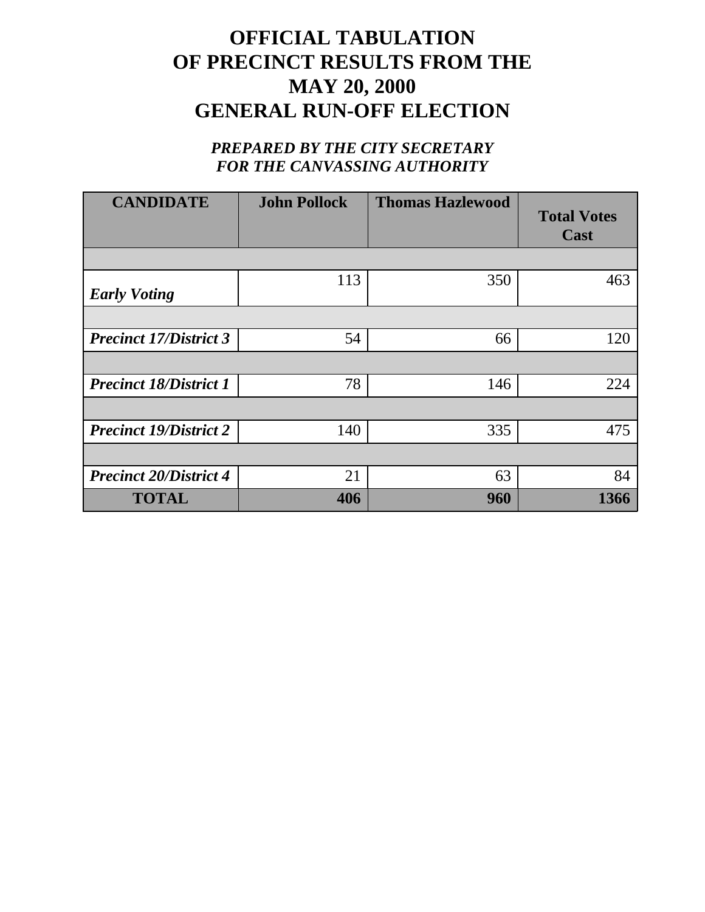# OFFICIAL TABULATION OF PRECINCT RESULTS FROM THE MAY 20, 2000 GENERAL RUN-OFF ELECTION

***PREPARED BY THE CITY SECRETARY FOR THE CANVASSING AUTHORITY***

| CANDIDATE | John Pollock | Thomas Hazlewood | Total Votes Cast |
|---|---|---|---|
| ***Early Voting*** | 113 | 350 | 463 |
| ***Precinct 17/District 3*** | 54 | 66 | 120 |
| ***Precinct 18/District 1*** | 78 | 146 | 224 |
| ***Precinct 19/District 2*** | 140 | 335 | 475 |
| ***Precinct 20/District 4*** | 21 | 63 | 84 |
| **TOTAL** | **406** | **960** | **1366** |